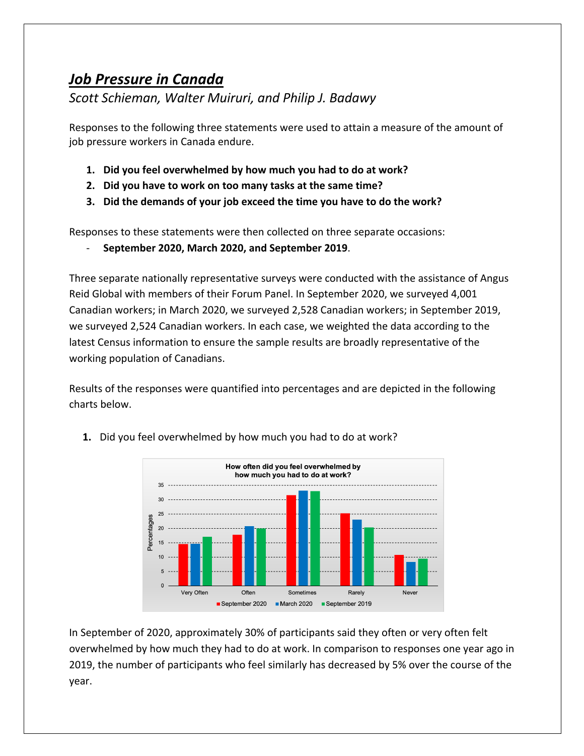# ***Job Pressure in Canada***

*Scott Schieman, Walter Muiruri, and Philip J. Badawy*

Responses to the following three statements were used to attain a measure of the amount of job pressure workers in Canada endure.

1. **Did you feel overwhelmed by how much you had to do at work?**
2. **Did you have to work on too many tasks at the same time?**
3. **Did the demands of your job exceed the time you have to do the work?**

Responses to these statements were then collected on three separate occasions:

- **September 2020, March 2020, and September 2019**.

Three separate nationally representative surveys were conducted with the assistance of Angus Reid Global with members of their Forum Panel. In September 2020, we surveyed 4,001 Canadian workers; in March 2020, we surveyed 2,528 Canadian workers; in September 2019, we surveyed 2,524 Canadian workers. In each case, we weighted the data according to the latest Census information to ensure the sample results are broadly representative of the working population of Canadians.

Results of the responses were quantified into percentages and are depicted in the following charts below.

1. Did you feel overwhelmed by how much you had to do at work?

In September of 2020, approximately 30% of participants said they often or very often felt overwhelmed by how much they had to do at work. In comparison to responses one year ago in 2019, the number of participants who feel similarly has decreased by 5% over the course of the year.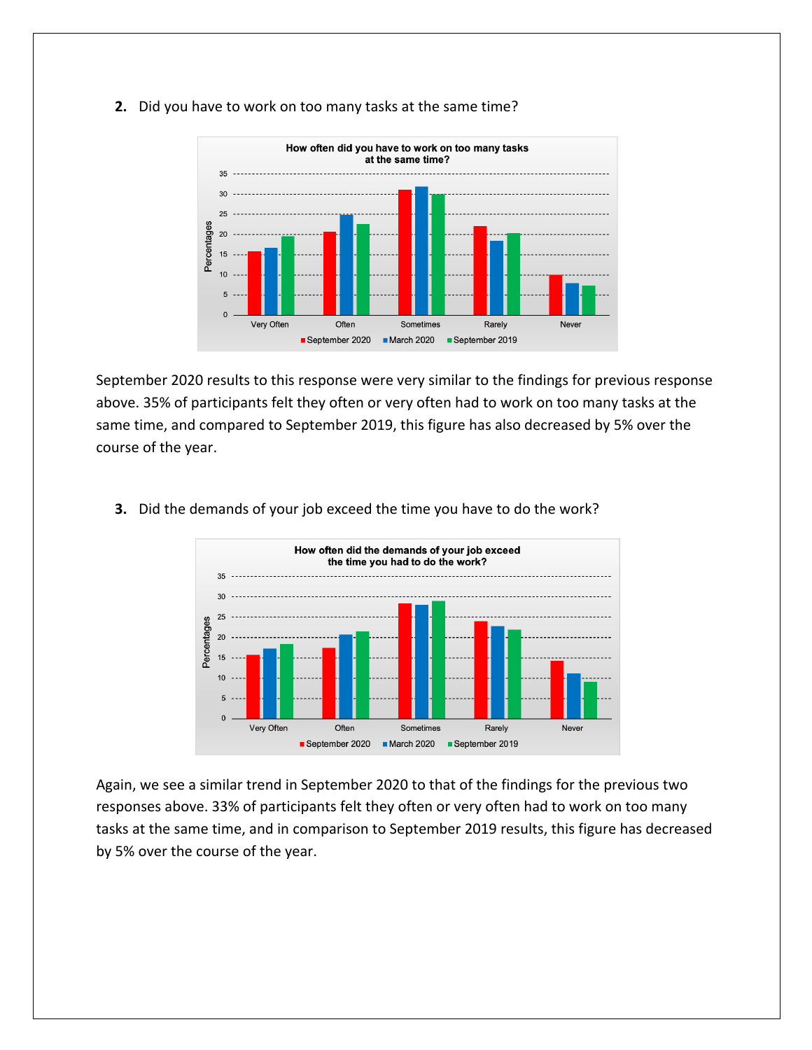2. Did you have to work on too many tasks at the same time?

How often did you have to work on too many tasks at the same time?

35
30
25
20
15
10
5
0

Percentages

Very Often
Often
Sometimes
Rarely
Never

September 2020
March 2020
September 2019

September 2020 results to this response were very similar to the findings for previous response above. 35% of participants felt they often or very often had to work on too many tasks at the same time, and compared to September 2019, this figure has also decreased by 5% over the course of the year.

3. Did the demands of your job exceed the time you have to do the work?

How often did the demands of your job exceed the time you had to do the work?

35
30
25
20
15
10
5
0

Percentages

Very Often
Often
Sometimes
Rarely
Never

September 2020
March 2020
September 2019

Again, we see a similar trend in September 2020 to that of the findings for the previous two responses above. 33% of participants felt they often or very often had to work on too many tasks at the same time, and in comparison to September 2019 results, this figure has decreased by 5% over the course of the year.